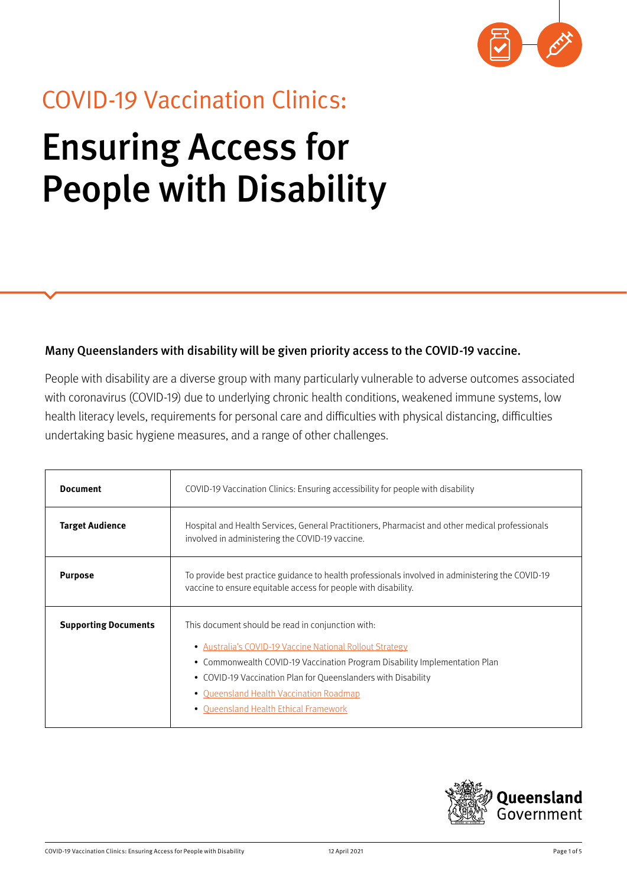COVID-19 Vaccination Clinics:

# Ensuring Access for People with Disability

**Many Queenslanders with disability will be given priority access to the COVID-19 vaccine.**

People with disability are a diverse group with many particularly vulnerable to adverse outcomes associated with coronavirus (COVID-19) due to underlying chronic health conditions, weakened immune systems, low health literacy levels, requirements for personal care and difficulties with physical distancing, difficulties undertaking basic hygiene measures, and a range of other challenges.

| | |
|---|---|
| **Document** | COVID-19 Vaccination Clinics: Ensuring accessibility for people with disability |
| **Target Audience** | Hospital and Health Services, General Practitioners, Pharmacist and other medical professionals involved in administering the COVID-19 vaccine. |
| **Purpose** | To provide best practice guidance to health professionals involved in administering the COVID-19 vaccine to ensure equitable access for people with disability. |
| **Supporting Documents** | This document should be read in conjunction with:<br>• Australia's COVID-19 Vaccine National Rollout Strategy<br>• Commonwealth COVID-19 Vaccination Program Disability Implementation Plan<br>• COVID-19 Vaccination Plan for Queenslanders with Disability<br>• Queensland Health Vaccination Roadmap<br>• Queensland Health Ethical Framework |

Queensland Government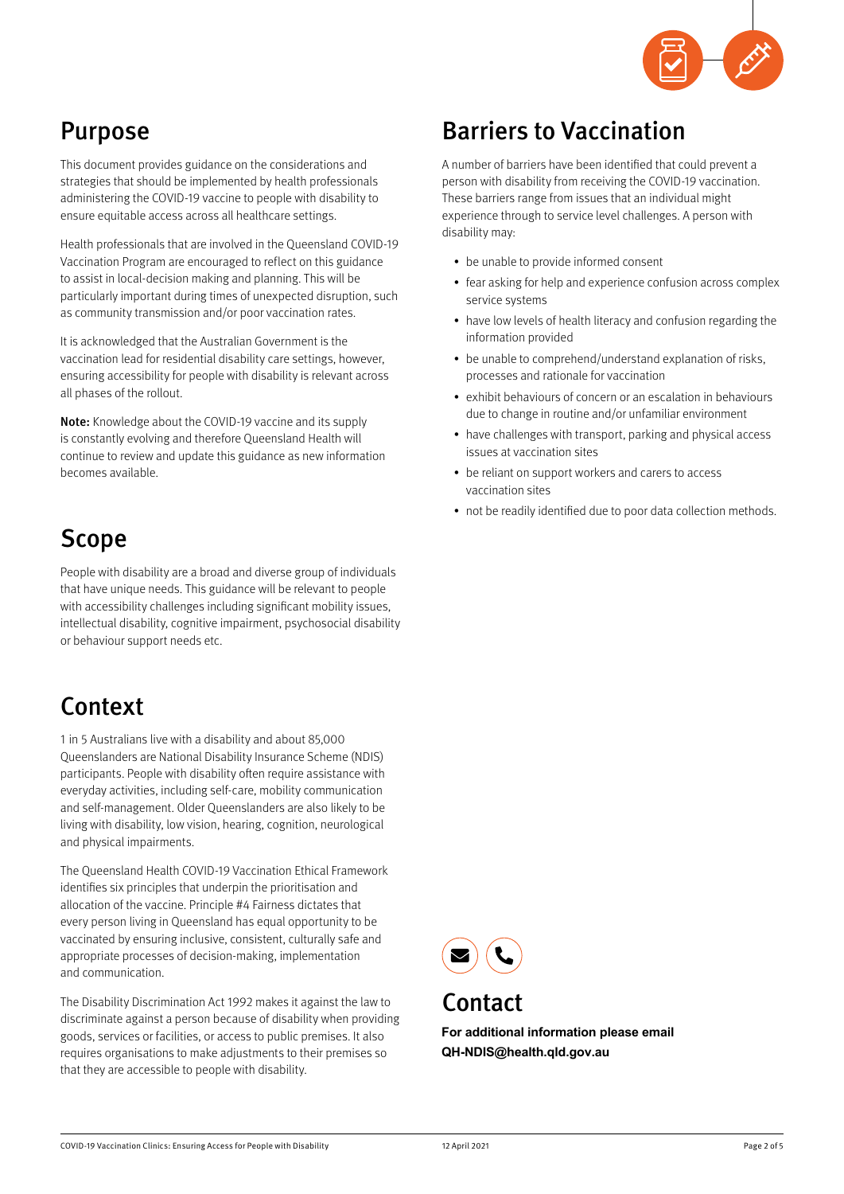## Purpose

This document provides guidance on the considerations and strategies that should be implemented by health professionals administering the COVID-19 vaccine to people with disability to ensure equitable access across all healthcare settings.

Health professionals that are involved in the Queensland COVID-19 Vaccination Program are encouraged to reflect on this guidance to assist in local-decision making and planning. This will be particularly important during times of unexpected disruption, such as community transmission and/or poor vaccination rates.

It is acknowledged that the Australian Government is the vaccination lead for residential disability care settings, however, ensuring accessibility for people with disability is relevant across all phases of the rollout.

**Note:** Knowledge about the COVID-19 vaccine and its supply is constantly evolving and therefore Queensland Health will continue to review and update this guidance as new information becomes available.

## Scope

People with disability are a broad and diverse group of individuals that have unique needs. This guidance will be relevant to people with accessibility challenges including significant mobility issues, intellectual disability, cognitive impairment, psychosocial disability or behaviour support needs etc.

## Context

1 in 5 Australians live with a disability and about 85,000 Queenslanders are National Disability Insurance Scheme (NDIS) participants. People with disability often require assistance with everyday activities, including self-care, mobility communication and self-management. Older Queenslanders are also likely to be living with disability, low vision, hearing, cognition, neurological and physical impairments.

The Queensland Health COVID-19 Vaccination Ethical Framework identifies six principles that underpin the prioritisation and allocation of the vaccine. Principle #4 Fairness dictates that every person living in Queensland has equal opportunity to be vaccinated by ensuring inclusive, consistent, culturally safe and appropriate processes of decision-making, implementation and communication.

The Disability Discrimination Act 1992 makes it against the law to discriminate against a person because of disability when providing goods, services or facilities, or access to public premises. It also requires organisations to make adjustments to their premises so that they are accessible to people with disability.

## Barriers to Vaccination

A number of barriers have been identified that could prevent a person with disability from receiving the COVID-19 vaccination. These barriers range from issues that an individual might experience through to service level challenges. A person with disability may:

- be unable to provide informed consent
- fear asking for help and experience confusion across complex service systems
- have low levels of health literacy and confusion regarding the information provided
- be unable to comprehend/understand explanation of risks, processes and rationale for vaccination
- exhibit behaviours of concern or an escalation in behaviours due to change in routine and/or unfamiliar environment
- have challenges with transport, parking and physical access issues at vaccination sites
- be reliant on support workers and carers to access vaccination sites
- not be readily identified due to poor data collection methods.

## Contact

**For additional information please email QH-NDIS@health.qld.gov.au**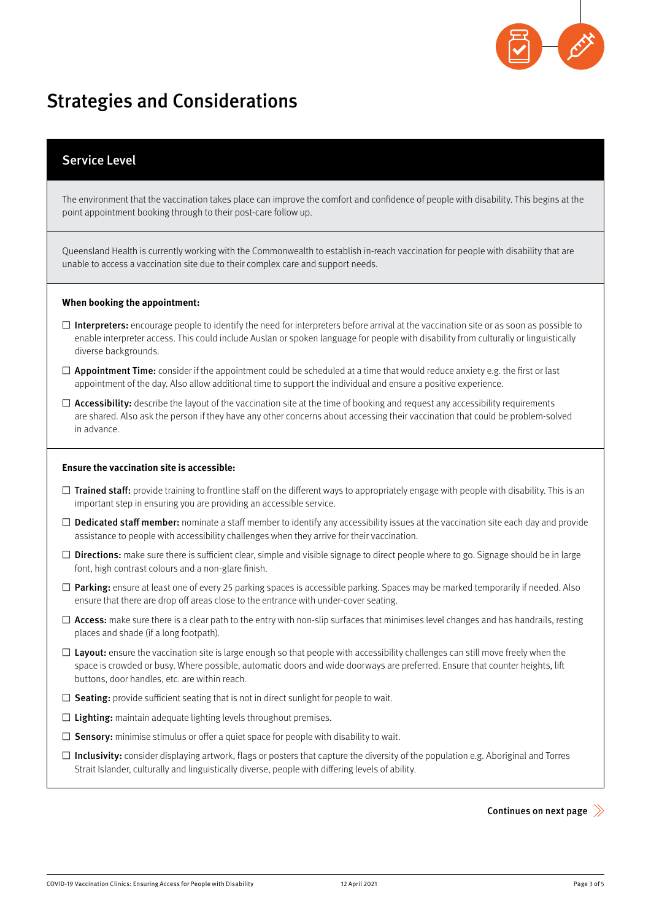# Strategies and Considerations

## Service Level

The environment that the vaccination takes place can improve the comfort and confidence of people with disability. This begins at the point appointment booking through to their post-care follow up.

Queensland Health is currently working with the Commonwealth to establish in-reach vaccination for people with disability that are unable to access a vaccination site due to their complex care and support needs.

**When booking the appointment:**

- ☐ **Interpreters:** encourage people to identify the need for interpreters before arrival at the vaccination site or as soon as possible to enable interpreter access. This could include Auslan or spoken language for people with disability from culturally or linguistically diverse backgrounds.
- ☐ **Appointment Time:** consider if the appointment could be scheduled at a time that would reduce anxiety e.g. the first or last appointment of the day. Also allow additional time to support the individual and ensure a positive experience.
- ☐ **Accessibility:** describe the layout of the vaccination site at the time of booking and request any accessibility requirements are shared. Also ask the person if they have any other concerns about accessing their vaccination that could be problem-solved in advance.

**Ensure the vaccination site is accessible:**

- ☐ **Trained staff:** provide training to frontline staff on the different ways to appropriately engage with people with disability. This is an important step in ensuring you are providing an accessible service.
- ☐ **Dedicated staff member:** nominate a staff member to identify any accessibility issues at the vaccination site each day and provide assistance to people with accessibility challenges when they arrive for their vaccination.
- ☐ **Directions:** make sure there is sufficient clear, simple and visible signage to direct people where to go. Signage should be in large font, high contrast colours and a non-glare finish.
- ☐ **Parking:** ensure at least one of every 25 parking spaces is accessible parking. Spaces may be marked temporarily if needed. Also ensure that there are drop off areas close to the entrance with under-cover seating.
- ☐ **Access:** make sure there is a clear path to the entry with non-slip surfaces that minimises level changes and has handrails, resting places and shade (if a long footpath).
- ☐ **Layout:** ensure the vaccination site is large enough so that people with accessibility challenges can still move freely when the space is crowded or busy. Where possible, automatic doors and wide doorways are preferred. Ensure that counter heights, lift buttons, door handles, etc. are within reach.
- ☐ **Seating:** provide sufficient seating that is not in direct sunlight for people to wait.
- ☐ **Lighting:** maintain adequate lighting levels throughout premises.
- ☐ **Sensory:** minimise stimulus or offer a quiet space for people with disability to wait.
- ☐ **Inclusivity:** consider displaying artwork, flags or posters that capture the diversity of the population e.g. Aboriginal and Torres Strait Islander, culturally and linguistically diverse, people with differing levels of ability.

Continues on next page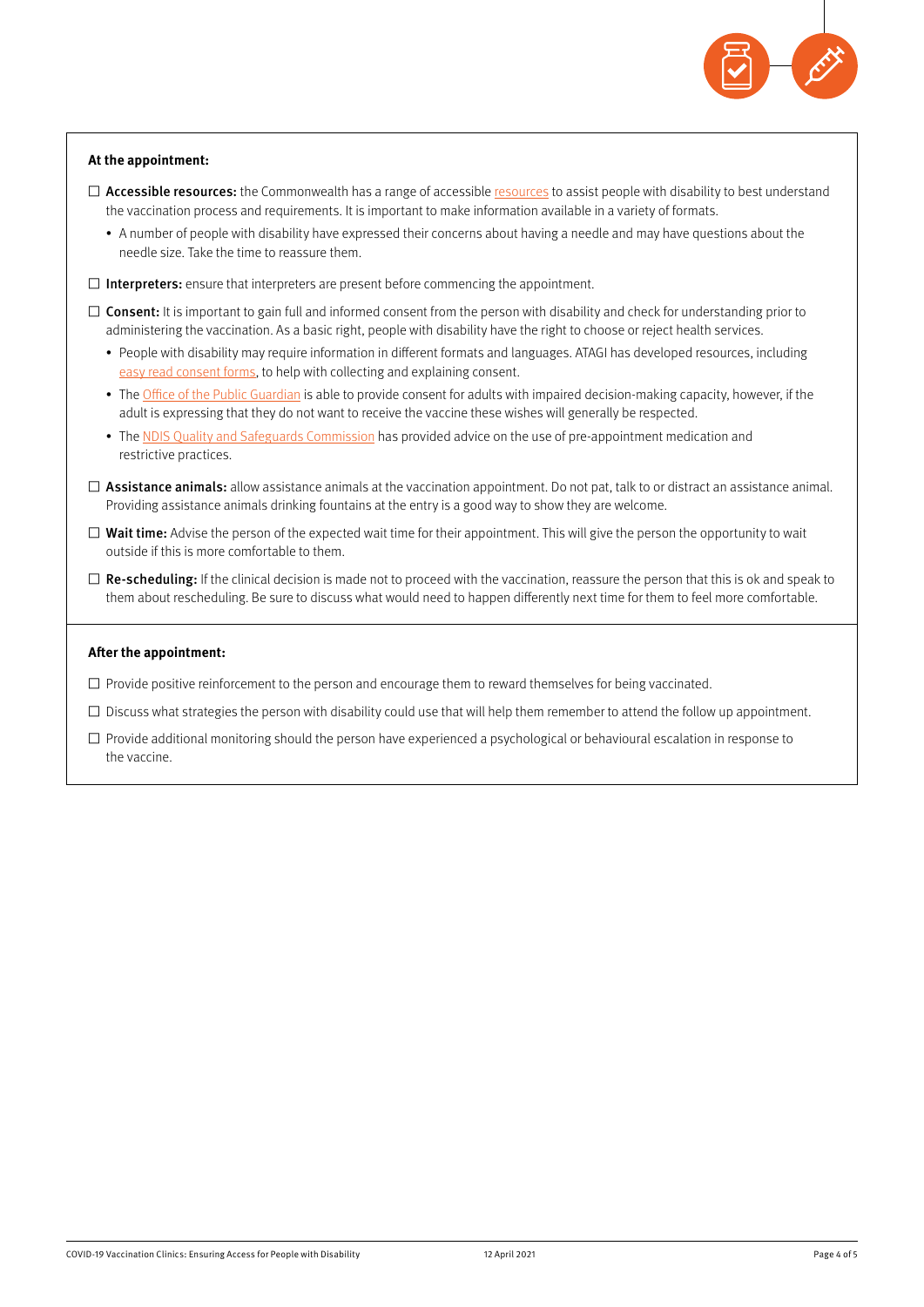**At the appointment:**

- ☐ **Accessible resources:** the Commonwealth has a range of accessible resources to assist people with disability to best understand the vaccination process and requirements. It is important to make information available in a variety of formats.
  - A number of people with disability have expressed their concerns about having a needle and may have questions about the needle size. Take the time to reassure them.
- ☐ **Interpreters:** ensure that interpreters are present before commencing the appointment.
- ☐ **Consent:** It is important to gain full and informed consent from the person with disability and check for understanding prior to administering the vaccination. As a basic right, people with disability have the right to choose or reject health services.
  - People with disability may require information in different formats and languages. ATAGI has developed resources, including easy read consent forms, to help with collecting and explaining consent.
  - The Office of the Public Guardian is able to provide consent for adults with impaired decision-making capacity, however, if the adult is expressing that they do not want to receive the vaccine these wishes will generally be respected.
  - The NDIS Quality and Safeguards Commission has provided advice on the use of pre-appointment medication and restrictive practices.
- ☐ **Assistance animals:** allow assistance animals at the vaccination appointment. Do not pat, talk to or distract an assistance animal. Providing assistance animals drinking fountains at the entry is a good way to show they are welcome.
- ☐ **Wait time:** Advise the person of the expected wait time for their appointment. This will give the person the opportunity to wait outside if this is more comfortable to them.
- ☐ **Re-scheduling:** If the clinical decision is made not to proceed with the vaccination, reassure the person that this is ok and speak to them about rescheduling. Be sure to discuss what would need to happen differently next time for them to feel more comfortable.

**After the appointment:**

- ☐ Provide positive reinforcement to the person and encourage them to reward themselves for being vaccinated.
- ☐ Discuss what strategies the person with disability could use that will help them remember to attend the follow up appointment.
- ☐ Provide additional monitoring should the person have experienced a psychological or behavioural escalation in response to the vaccine.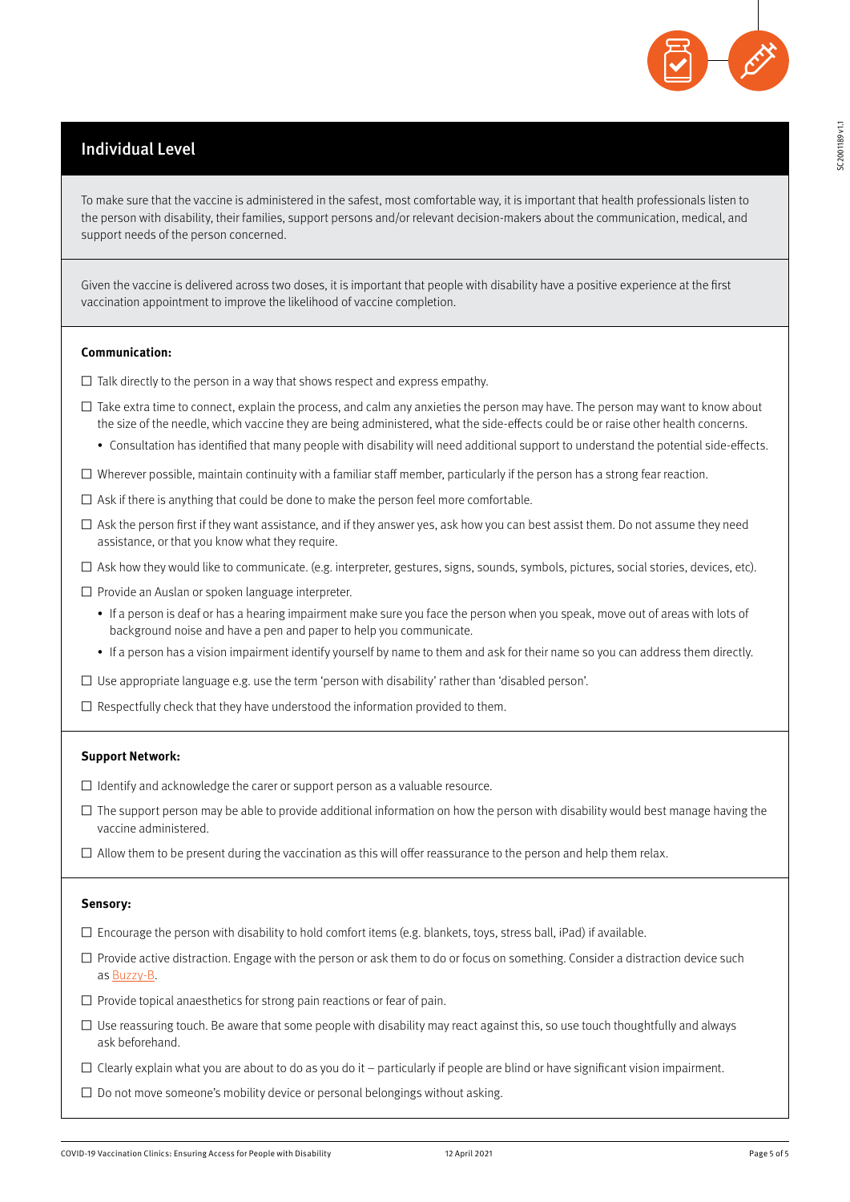## Individual Level

To make sure that the vaccine is administered in the safest, most comfortable way, it is important that health professionals listen to the person with disability, their families, support persons and/or relevant decision-makers about the communication, medical, and support needs of the person concerned.

Given the vaccine is delivered across two doses, it is important that people with disability have a positive experience at the first vaccination appointment to improve the likelihood of vaccine completion.

**Communication:**

- ☐ Talk directly to the person in a way that shows respect and express empathy.
- ☐ Take extra time to connect, explain the process, and calm any anxieties the person may have. The person may want to know about the size of the needle, which vaccine they are being administered, what the side-effects could be or raise other health concerns.
  - Consultation has identified that many people with disability will need additional support to understand the potential side-effects.
- ☐ Wherever possible, maintain continuity with a familiar staff member, particularly if the person has a strong fear reaction.
- ☐ Ask if there is anything that could be done to make the person feel more comfortable.
- ☐ Ask the person first if they want assistance, and if they answer yes, ask how you can best assist them. Do not assume they need assistance, or that you know what they require.
- ☐ Ask how they would like to communicate. (e.g. interpreter, gestures, signs, sounds, symbols, pictures, social stories, devices, etc).
- ☐ Provide an Auslan or spoken language interpreter.
  - If a person is deaf or has a hearing impairment make sure you face the person when you speak, move out of areas with lots of background noise and have a pen and paper to help you communicate.
  - If a person has a vision impairment identify yourself by name to them and ask for their name so you can address them directly.
- ☐ Use appropriate language e.g. use the term 'person with disability' rather than 'disabled person'.
- ☐ Respectfully check that they have understood the information provided to them.

**Support Network:**

- ☐ Identify and acknowledge the carer or support person as a valuable resource.
- ☐ The support person may be able to provide additional information on how the person with disability would best manage having the vaccine administered.
- ☐ Allow them to be present during the vaccination as this will offer reassurance to the person and help them relax.

**Sensory:**

- ☐ Encourage the person with disability to hold comfort items (e.g. blankets, toys, stress ball, iPad) if available.
- ☐ Provide active distraction. Engage with the person or ask them to do or focus on something. Consider a distraction device such as Buzzy-B.
- ☐ Provide topical anaesthetics for strong pain reactions or fear of pain.
- ☐ Use reassuring touch. Be aware that some people with disability may react against this, so use touch thoughtfully and always ask beforehand.
- ☐ Clearly explain what you are about to do as you do it – particularly if people are blind or have significant vision impairment.
- ☐ Do not move someone's mobility device or personal belongings without asking.